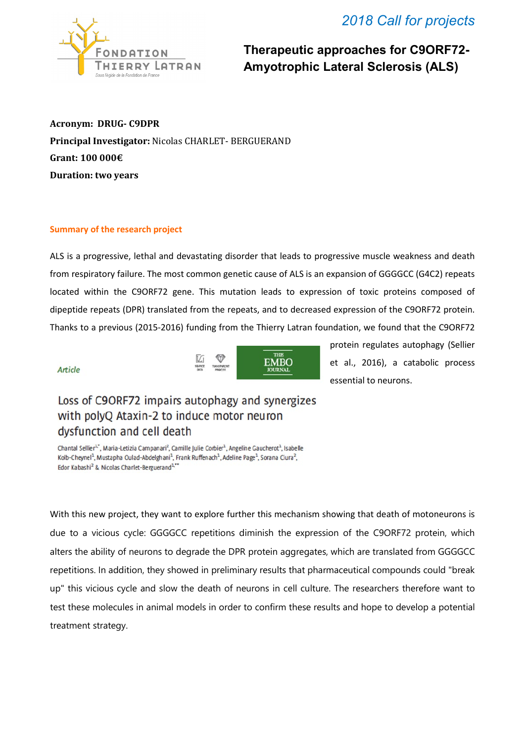2018 Call for projects

# Therapeutic approaches for C9ORF72-Amyotrophic Lateral Sclerosis (ALS)

**Acronym: DRUG- C9DPR**

**Principal Investigator:** Nicolas CHARLET- BERGUERAND

**Grant: 100 000€**

**Duration: two years**

## Summary of the research project

ALS is a progressive, lethal and devastating disorder that leads to progressive muscle weakness and death from respiratory failure. The most common genetic cause of ALS is an expansion of GGGGCC (G4C2) repeats located within the C9ORF72 gene. This mutation leads to expression of toxic proteins composed of dipeptide repeats (DPR) translated from the repeats, and to decreased expression of the C9ORF72 protein. Thanks to a previous (2015-2016) funding from the Thierry Latran foundation, we found that the C9ORF72 protein regulates autophagy (Sellier et al., 2016), a catabolic process essential to neurons.

Article — THE EMBO JOURNAL

**Loss of C9ORF72 impairs autophagy and synergizes with polyQ Ataxin-2 to induce motor neuron dysfunction and cell death**

Chantal Sellier[1,*], Maria-Letizia Campanari[2], Camille Julie Corbier[1], Angeline Gaucherot[1], Isabelle Kolb-Cheynel[1], Mustapha Oulad-Abdelghani[1], Frank Ruffenach[1], Adeline Page[1], Sorana Ciura[2], Edor Kabashi[2] & Nicolas Charlet-Berguerand[1,**]

With this new project, they want to explore further this mechanism showing that death of motoneurons is due to a vicious cycle: GGGGCC repetitions diminish the expression of the C9ORF72 protein, which alters the ability of neurons to degrade the DPR protein aggregates, which are translated from GGGGCC repetitions. In addition, they showed in preliminary results that pharmaceutical compounds could "break up" this vicious cycle and slow the death of neurons in cell culture. The researchers therefore want to test these molecules in animal models in order to confirm these results and hope to develop a potential treatment strategy.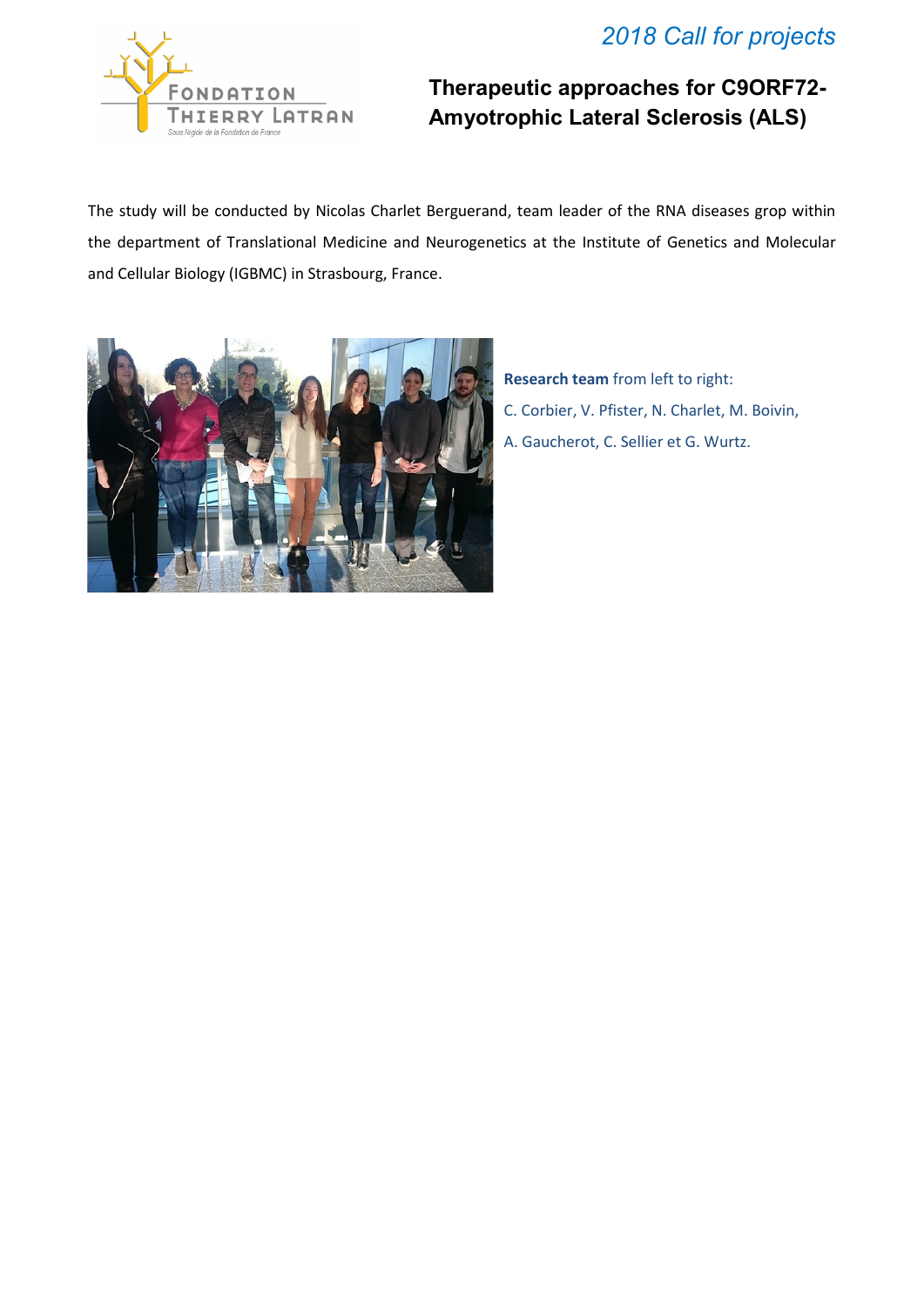*2018 Call for projects*

**Therapeutic approaches for C9ORF72-Amyotrophic Lateral Sclerosis (ALS)**

The study will be conducted by Nicolas Charlet Berguerand, team leader of the RNA diseases grop within the department of Translational Medicine and Neurogenetics at the Institute of Genetics and Molecular and Cellular Biology (IGBMC) in Strasbourg, France.

**Research team** from left to right:
C. Corbier, V. Pfister, N. Charlet, M. Boivin, A. Gaucherot, C. Sellier et G. Wurtz.